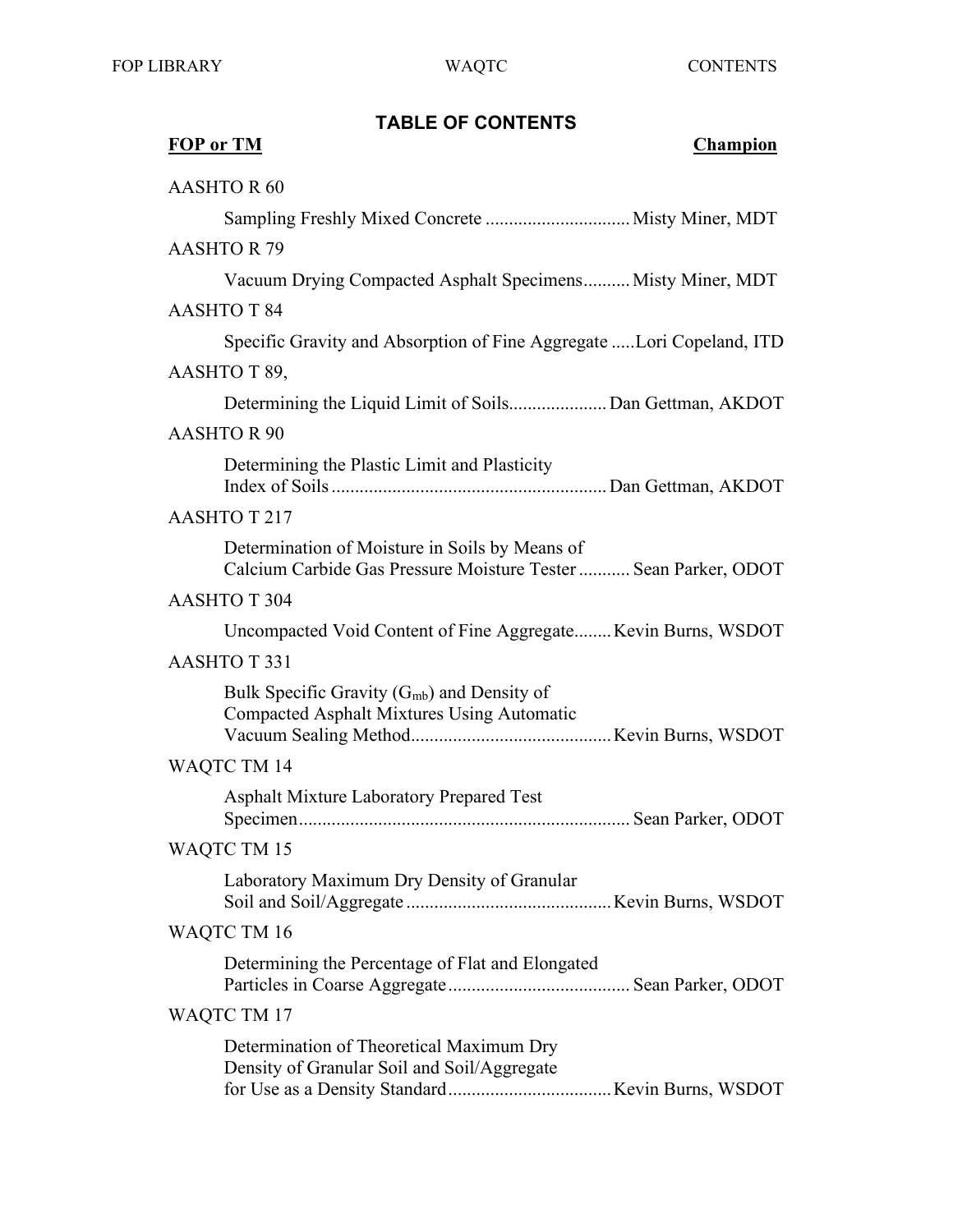# TABLE OF CONTENTS

| FOP or TM | Champion |
|---|---|
| **AASHTO R 60** | |
| Sampling Freshly Mixed Concrete | Misty Miner, MDT |
| **AASHTO R 79** | |
| Vacuum Drying Compacted Asphalt Specimens | Misty Miner, MDT |
| **AASHTO T 84** | |
| Specific Gravity and Absorption of Fine Aggregate | Lori Copeland, ITD |
| **AASHTO T 89,** | |
| Determining the Liquid Limit of Soils | Dan Gettman, AKDOT |
| **AASHTO R 90** | |
| Determining the Plastic Limit and Plasticity Index of Soils | Dan Gettman, AKDOT |
| **AASHTO T 217** | |
| Determination of Moisture in Soils by Means of Calcium Carbide Gas Pressure Moisture Tester | Sean Parker, ODOT |
| **AASHTO T 304** | |
| Uncompacted Void Content of Fine Aggregate | Kevin Burns, WSDOT |
| **AASHTO T 331** | |
| Bulk Specific Gravity ($G_{mb}$) and Density of Compacted Asphalt Mixtures Using Automatic Vacuum Sealing Method | Kevin Burns, WSDOT |
| **WAQTC TM 14** | |
| Asphalt Mixture Laboratory Prepared Test Specimen | Sean Parker, ODOT |
| **WAQTC TM 15** | |
| Laboratory Maximum Dry Density of Granular Soil and Soil/Aggregate | Kevin Burns, WSDOT |
| **WAQTC TM 16** | |
| Determining the Percentage of Flat and Elongated Particles in Coarse Aggregate | Sean Parker, ODOT |
| **WAQTC TM 17** | |
| Determination of Theoretical Maximum Dry Density of Granular Soil and Soil/Aggregate for Use as a Density Standard | Kevin Burns, WSDOT |